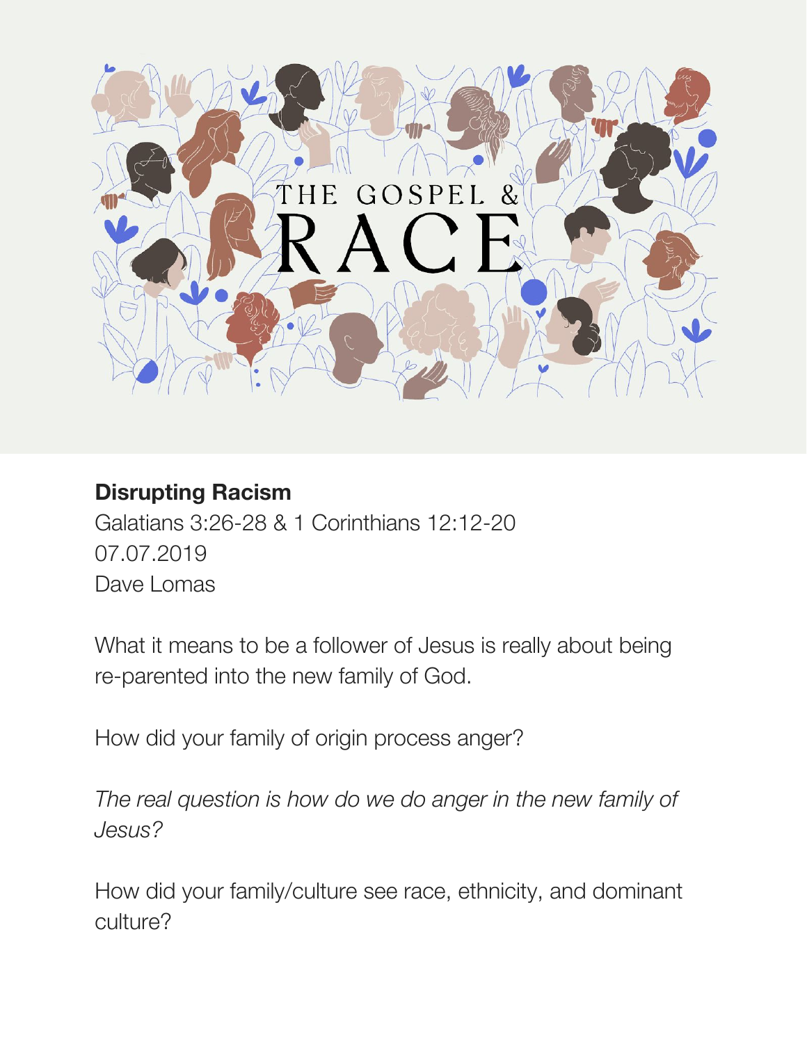THE GOSPEL & RACE

**Disrupting Racism**
Galatians 3:26-28 & 1 Corinthians 12:12-20
07.07.2019
Dave Lomas

What it means to be a follower of Jesus is really about being re-parented into the new family of God.

How did your family of origin process anger?

*The real question is how do we do anger in the new family of Jesus?*

How did your family/culture see race, ethnicity, and dominant culture?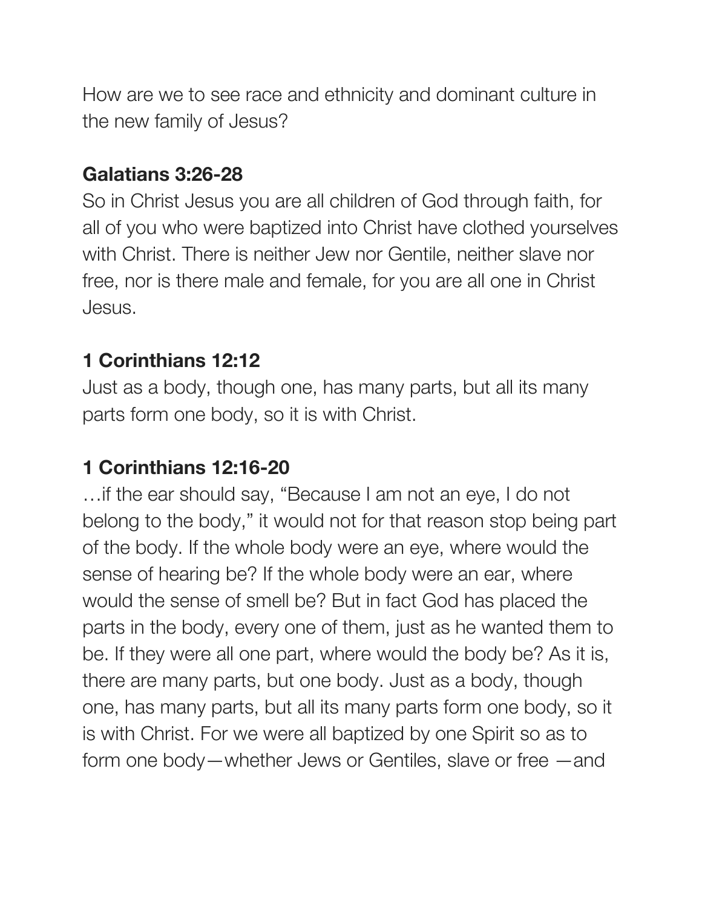How are we to see race and ethnicity and dominant culture in the new family of Jesus?

**Galatians 3:26-28**
So in Christ Jesus you are all children of God through faith, for all of you who were baptized into Christ have clothed yourselves with Christ. There is neither Jew nor Gentile, neither slave nor free, nor is there male and female, for you are all one in Christ Jesus.

**1 Corinthians 12:12**
Just as a body, though one, has many parts, but all its many parts form one body, so it is with Christ.

**1 Corinthians 12:16-20**
…if the ear should say, “Because I am not an eye, I do not belong to the body,” it would not for that reason stop being part of the body. If the whole body were an eye, where would the sense of hearing be? If the whole body were an ear, where would the sense of smell be? But in fact God has placed the parts in the body, every one of them, just as he wanted them to be. If they were all one part, where would the body be? As it is, there are many parts, but one body. Just as a body, though one, has many parts, but all its many parts form one body, so it is with Christ. For we were all baptized by one Spirit so as to form one body—whether Jews or Gentiles, slave or free —and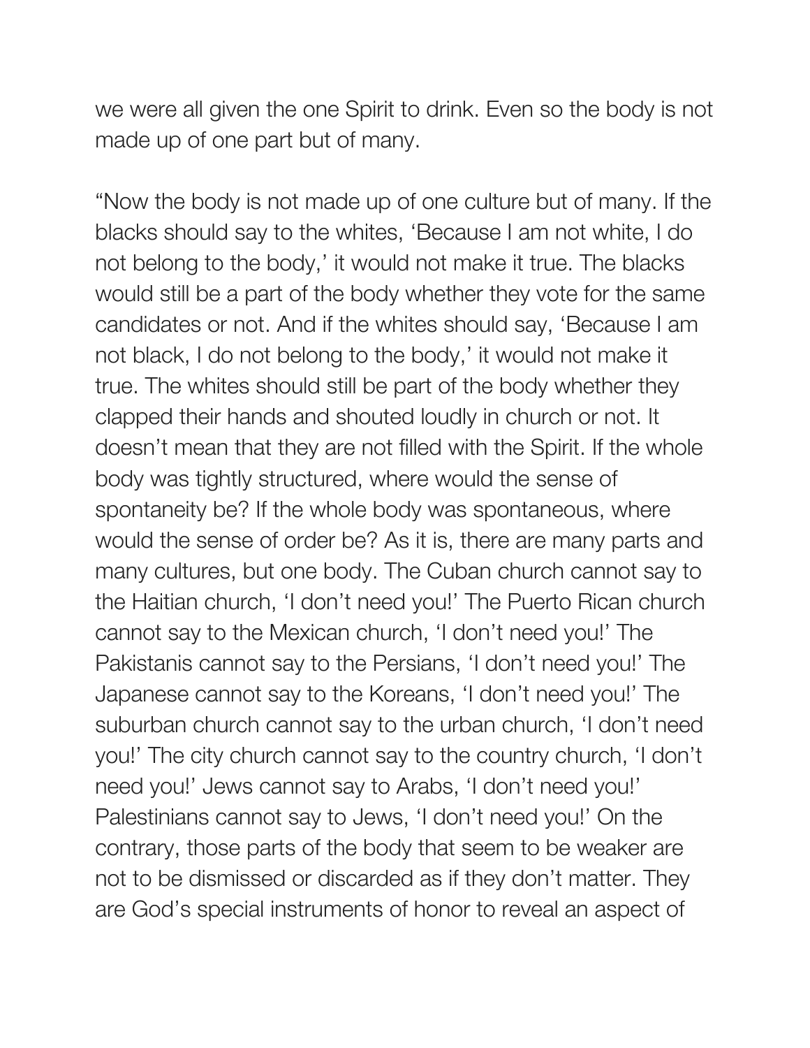we were all given the one Spirit to drink. Even so the body is not made up of one part but of many.

“Now the body is not made up of one culture but of many. If the blacks should say to the whites, ‘Because I am not white, I do not belong to the body,’ it would not make it true. The blacks would still be a part of the body whether they vote for the same candidates or not. And if the whites should say, ‘Because I am not black, I do not belong to the body,’ it would not make it true. The whites should still be part of the body whether they clapped their hands and shouted loudly in church or not. It doesn’t mean that they are not filled with the Spirit. If the whole body was tightly structured, where would the sense of spontaneity be? If the whole body was spontaneous, where would the sense of order be? As it is, there are many parts and many cultures, but one body. The Cuban church cannot say to the Haitian church, ‘I don’t need you!’ The Puerto Rican church cannot say to the Mexican church, ‘I don’t need you!’ The Pakistanis cannot say to the Persians, ‘I don’t need you!’ The Japanese cannot say to the Koreans, ‘I don’t need you!’ The suburban church cannot say to the urban church, ‘I don’t need you!’ The city church cannot say to the country church, ‘I don’t need you!’ Jews cannot say to Arabs, ‘I don’t need you!’ Palestinians cannot say to Jews, ‘I don’t need you!’ On the contrary, those parts of the body that seem to be weaker are not to be dismissed or discarded as if they don’t matter. They are God’s special instruments of honor to reveal an aspect of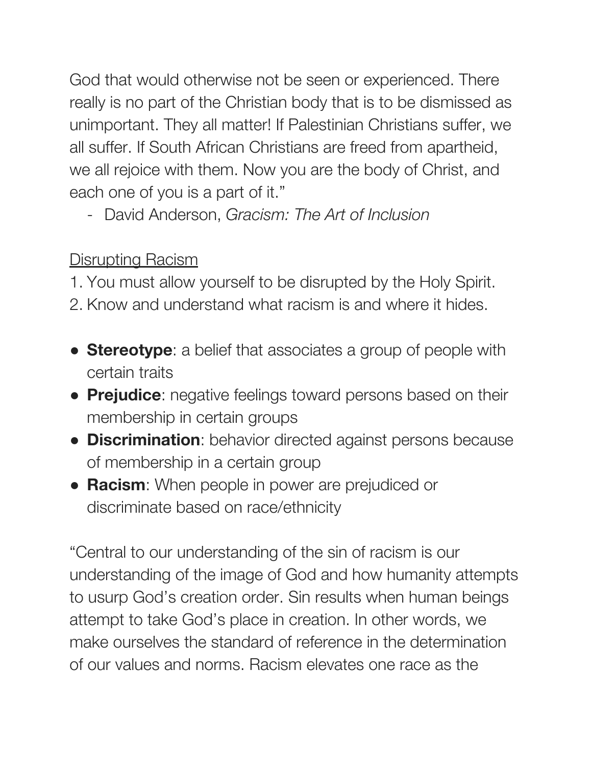God that would otherwise not be seen or experienced. There really is no part of the Christian body that is to be dismissed as unimportant. They all matter! If Palestinian Christians suffer, we all suffer. If South African Christians are freed from apartheid, we all rejoice with them. Now you are the body of Christ, and each one of you is a part of it."

- David Anderson, *Gracism: The Art of Inclusion*

<u>Disrupting Racism</u>

1. You must allow yourself to be disrupted by the Holy Spirit.
2. Know and understand what racism is and where it hides.

- **Stereotype**: a belief that associates a group of people with certain traits
- **Prejudice**: negative feelings toward persons based on their membership in certain groups
- **Discrimination**: behavior directed against persons because of membership in a certain group
- **Racism**: When people in power are prejudiced or discriminate based on race/ethnicity

"Central to our understanding of the sin of racism is our understanding of the image of God and how humanity attempts to usurp God's creation order. Sin results when human beings attempt to take God's place in creation. In other words, we make ourselves the standard of reference in the determination of our values and norms. Racism elevates one race as the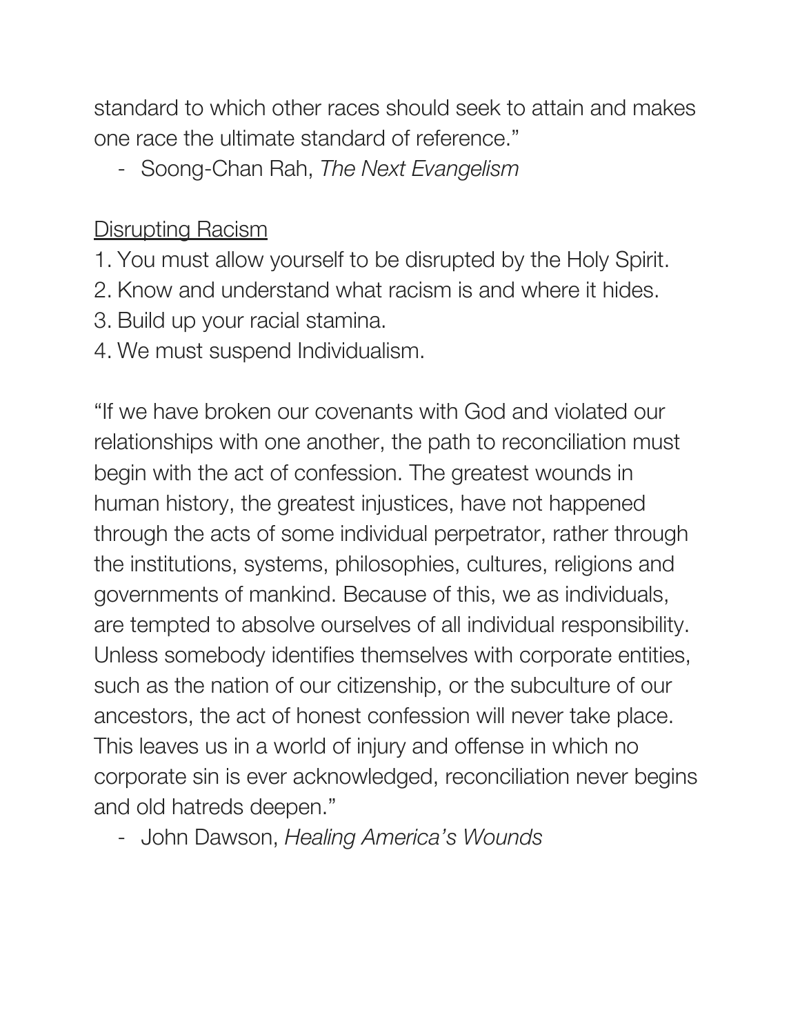standard to which other races should seek to attain and makes one race the ultimate standard of reference."

- Soong-Chan Rah, *The Next Evangelism*

<u>Disrupting Racism</u>

1. You must allow yourself to be disrupted by the Holy Spirit.
2. Know and understand what racism is and where it hides.
3. Build up your racial stamina.
4. We must suspend Individualism.

"If we have broken our covenants with God and violated our relationships with one another, the path to reconciliation must begin with the act of confession. The greatest wounds in human history, the greatest injustices, have not happened through the acts of some individual perpetrator, rather through the institutions, systems, philosophies, cultures, religions and governments of mankind. Because of this, we as individuals, are tempted to absolve ourselves of all individual responsibility. Unless somebody identifies themselves with corporate entities, such as the nation of our citizenship, or the subculture of our ancestors, the act of honest confession will never take place. This leaves us in a world of injury and offense in which no corporate sin is ever acknowledged, reconciliation never begins and old hatreds deepen."

- John Dawson, *Healing America's Wounds*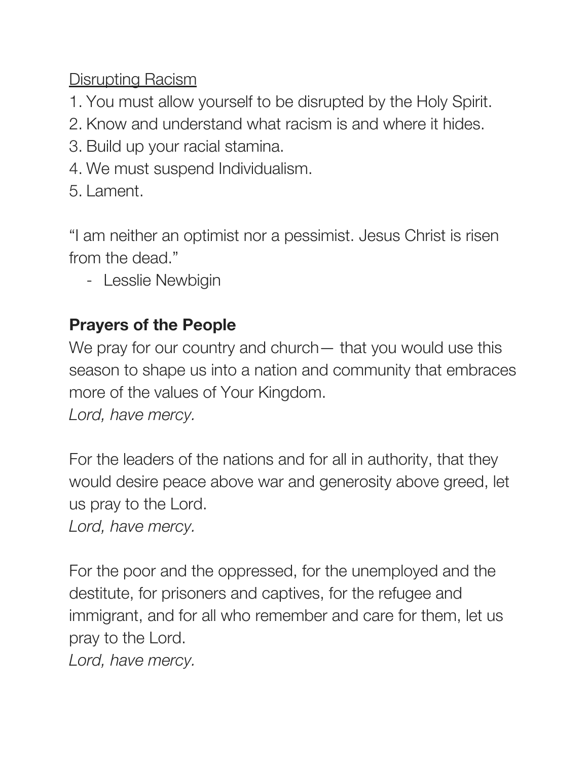Disrupting Racism

1. You must allow yourself to be disrupted by the Holy Spirit.
2. Know and understand what racism is and where it hides.
3. Build up your racial stamina.
4. We must suspend Individualism.
5. Lament.

"I am neither an optimist nor a pessimist. Jesus Christ is risen from the dead."

- Lesslie Newbigin

**Prayers of the People**

We pray for our country and church— that you would use this season to shape us into a nation and community that embraces more of the values of Your Kingdom.
*Lord, have mercy.*

For the leaders of the nations and for all in authority, that they would desire peace above war and generosity above greed, let us pray to the Lord.
*Lord, have mercy.*

For the poor and the oppressed, for the unemployed and the destitute, for prisoners and captives, for the refugee and immigrant, and for all who remember and care for them, let us pray to the Lord.
*Lord, have mercy.*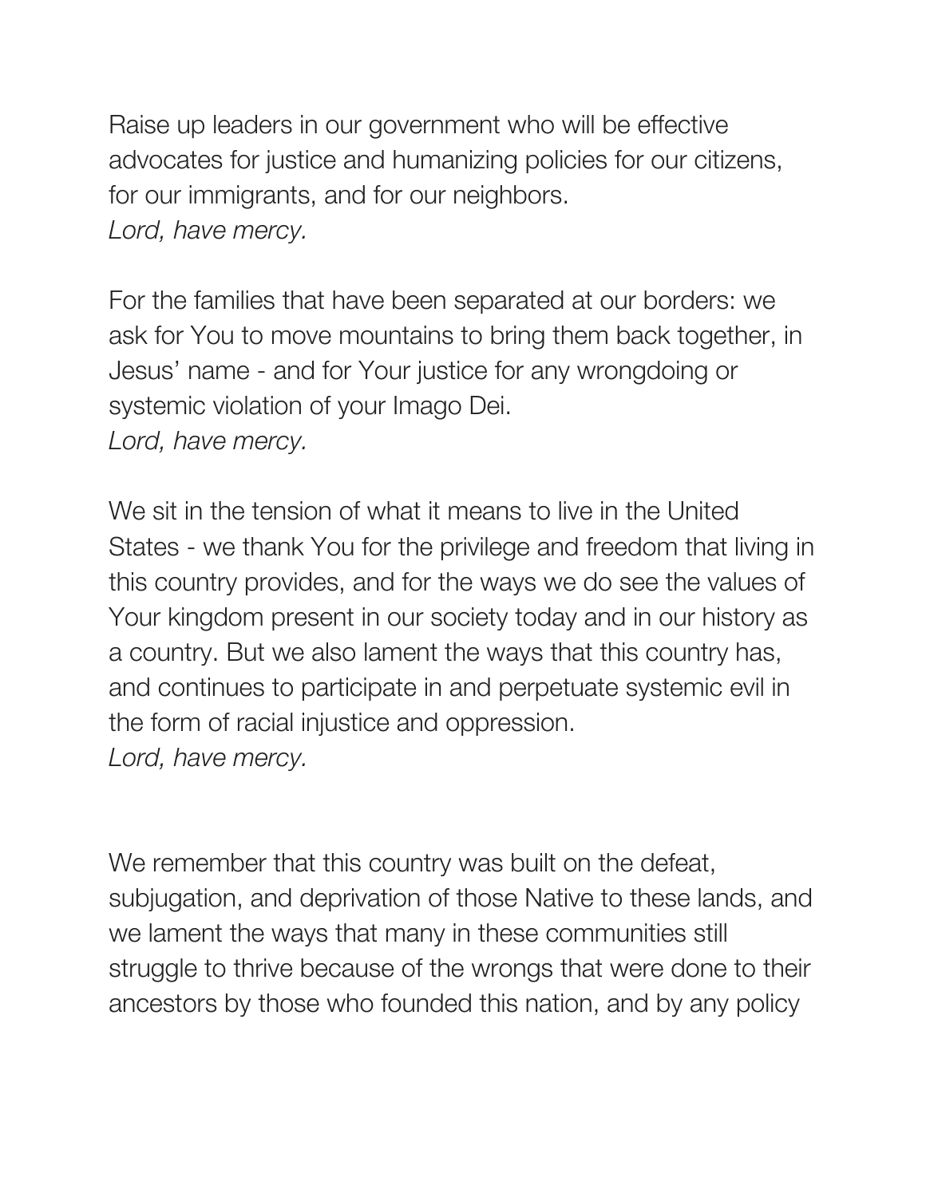Raise up leaders in our government who will be effective advocates for justice and humanizing policies for our citizens, for our immigrants, and for our neighbors.
*Lord, have mercy.*

For the families that have been separated at our borders: we ask for You to move mountains to bring them back together, in Jesus' name - and for Your justice for any wrongdoing or systemic violation of your Imago Dei.
*Lord, have mercy.*

We sit in the tension of what it means to live in the United States - we thank You for the privilege and freedom that living in this country provides, and for the ways we do see the values of Your kingdom present in our society today and in our history as a country. But we also lament the ways that this country has, and continues to participate in and perpetuate systemic evil in the form of racial injustice and oppression.
*Lord, have mercy.*

We remember that this country was built on the defeat, subjugation, and deprivation of those Native to these lands, and we lament the ways that many in these communities still struggle to thrive because of the wrongs that were done to their ancestors by those who founded this nation, and by any policy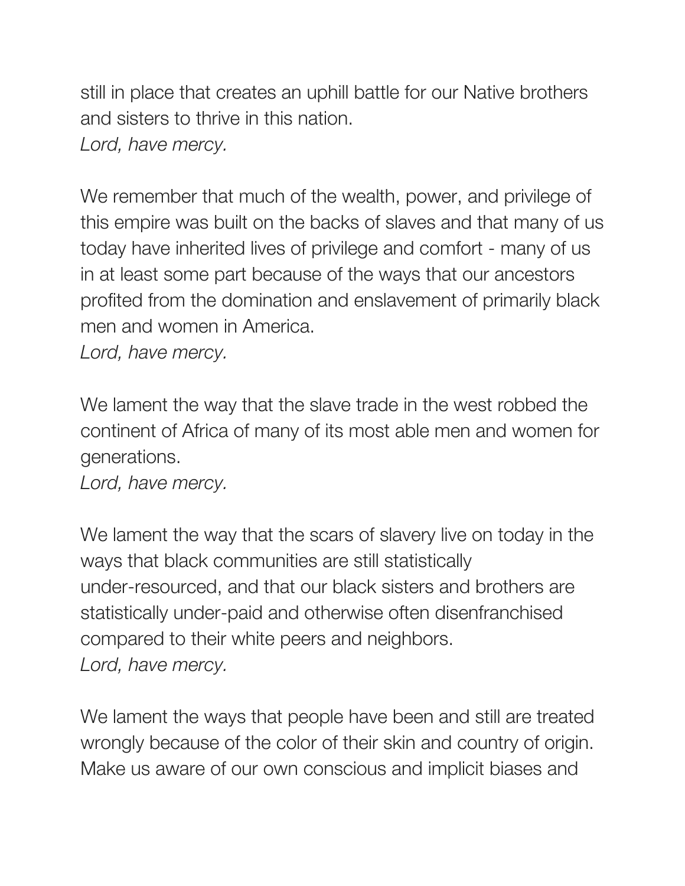still in place that creates an uphill battle for our Native brothers and sisters to thrive in this nation.
*Lord, have mercy.*

We remember that much of the wealth, power, and privilege of this empire was built on the backs of slaves and that many of us today have inherited lives of privilege and comfort - many of us in at least some part because of the ways that our ancestors profited from the domination and enslavement of primarily black men and women in America.
*Lord, have mercy.*

We lament the way that the slave trade in the west robbed the continent of Africa of many of its most able men and women for generations.
*Lord, have mercy.*

We lament the way that the scars of slavery live on today in the ways that black communities are still statistically under-resourced, and that our black sisters and brothers are statistically under-paid and otherwise often disenfranchised compared to their white peers and neighbors.
*Lord, have mercy.*

We lament the ways that people have been and still are treated wrongly because of the color of their skin and country of origin. Make us aware of our own conscious and implicit biases and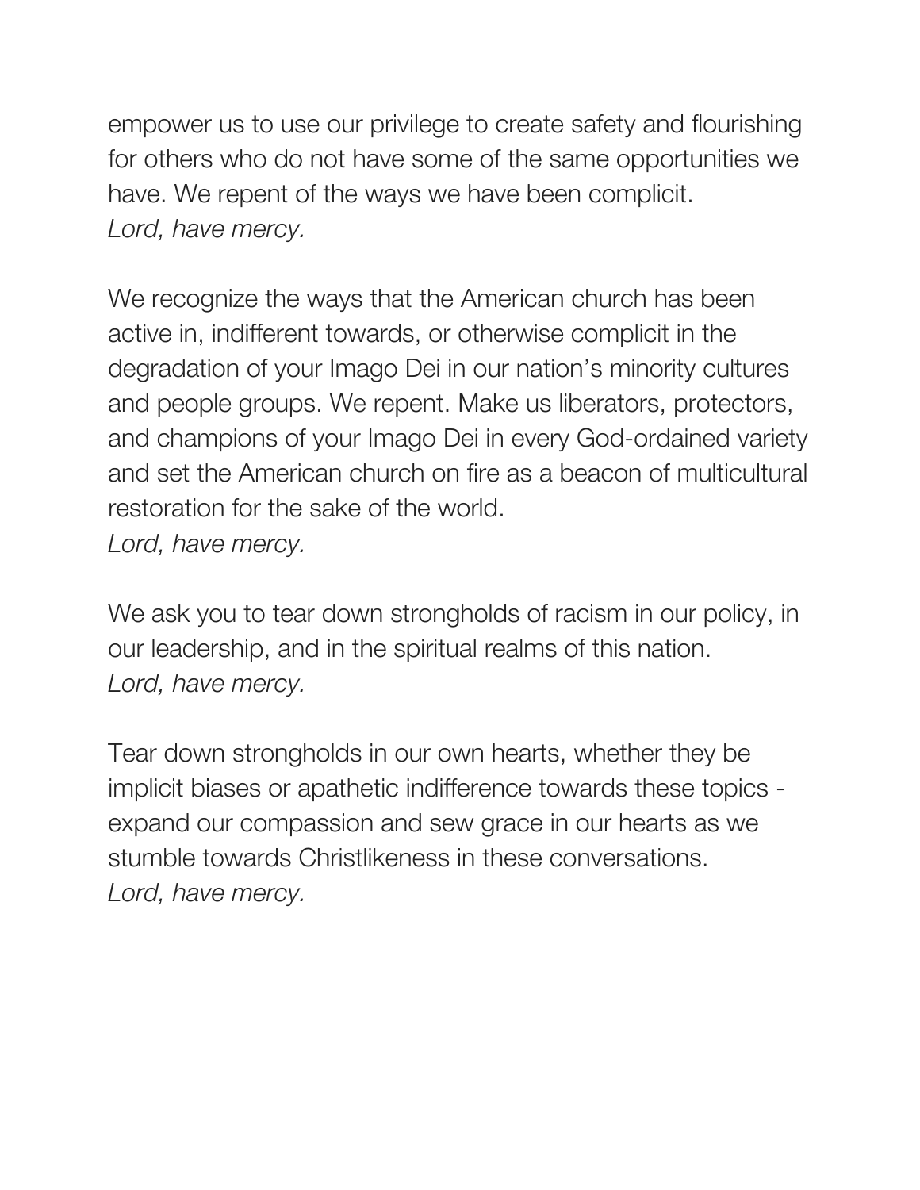empower us to use our privilege to create safety and flourishing for others who do not have some of the same opportunities we have. We repent of the ways we have been complicit.
*Lord, have mercy.*

We recognize the ways that the American church has been active in, indifferent towards, or otherwise complicit in the degradation of your Imago Dei in our nation's minority cultures and people groups. We repent. Make us liberators, protectors, and champions of your Imago Dei in every God-ordained variety and set the American church on fire as a beacon of multicultural restoration for the sake of the world.
*Lord, have mercy.*

We ask you to tear down strongholds of racism in our policy, in our leadership, and in the spiritual realms of this nation.
*Lord, have mercy.*

Tear down strongholds in our own hearts, whether they be implicit biases or apathetic indifference towards these topics - expand our compassion and sew grace in our hearts as we stumble towards Christlikeness in these conversations.
*Lord, have mercy.*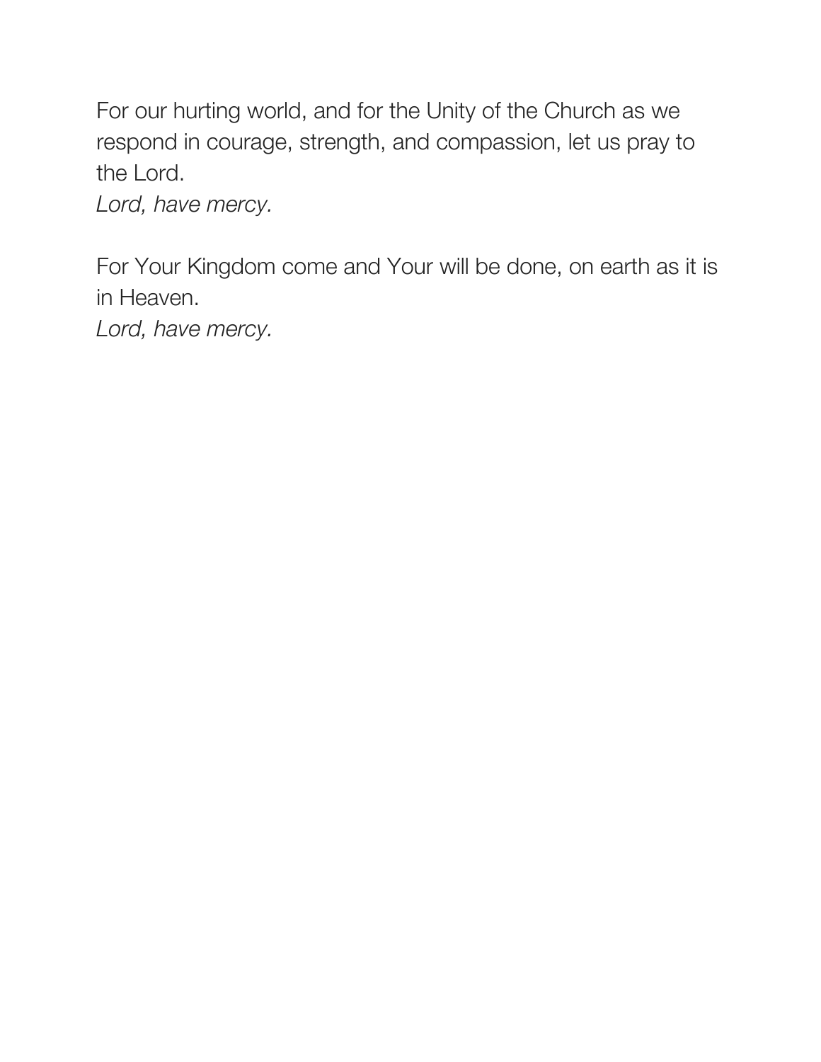For our hurting world, and for the Unity of the Church as we respond in courage, strength, and compassion, let us pray to the Lord.
*Lord, have mercy.*

For Your Kingdom come and Your will be done, on earth as it is in Heaven.
*Lord, have mercy.*